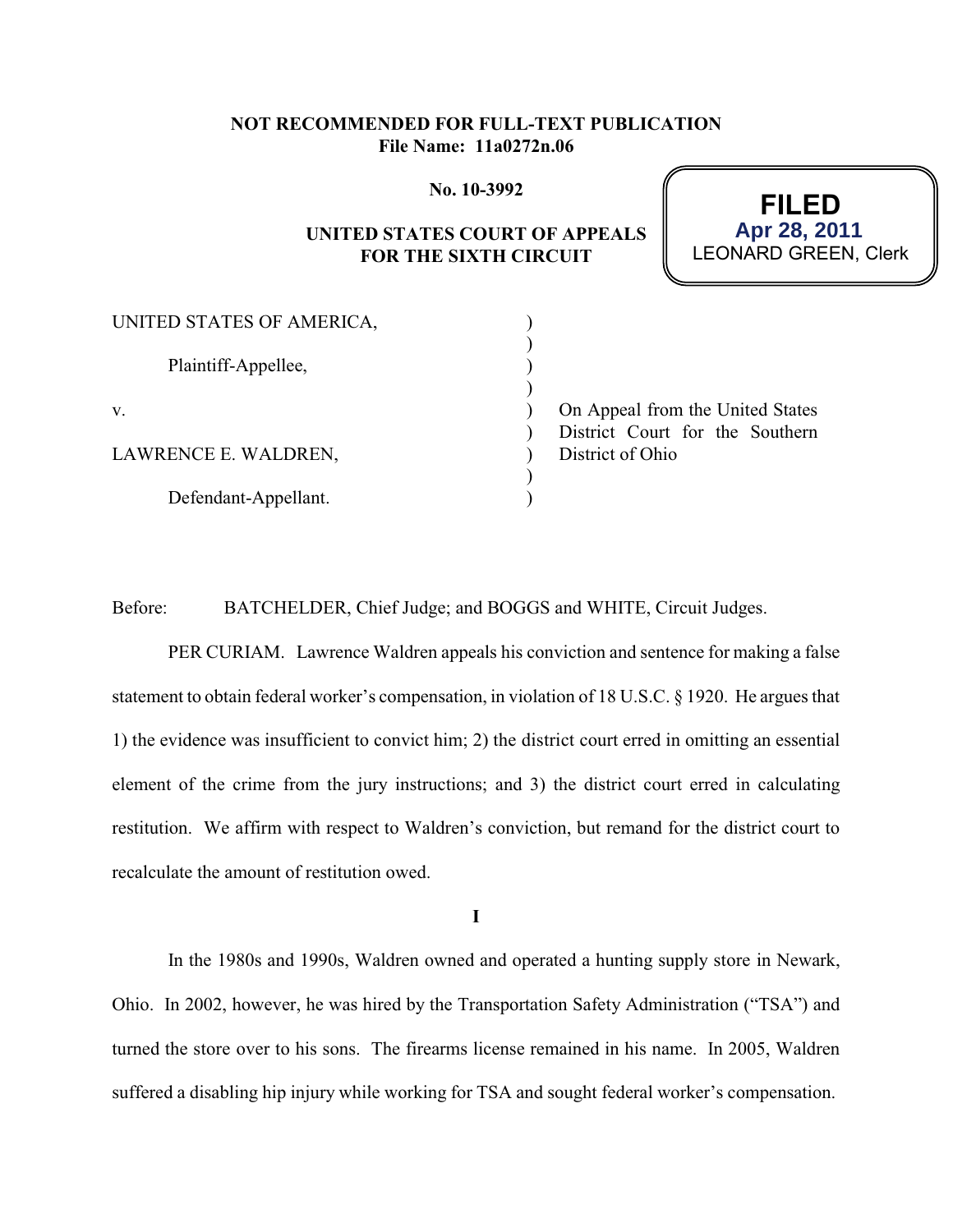**NOT RECOMMENDED FOR FULL-TEXT PUBLICATION**
**File Name: 11a0272n.06**

**No. 10-3992**

**UNITED STATES COURT OF APPEALS FOR THE SIXTH CIRCUIT**

**FILED**
**Apr 28, 2011**
LEONARD GREEN, Clerk

UNITED STATES OF AMERICA,

Plaintiff-Appellee,

v.

LAWRENCE E. WALDREN,

Defendant-Appellant.

On Appeal from the United States District Court for the Southern District of Ohio

Before: BATCHELDER, Chief Judge; and BOGGS and WHITE, Circuit Judges.

PER CURIAM. Lawrence Waldren appeals his conviction and sentence for making a false statement to obtain federal worker's compensation, in violation of 18 U.S.C. § 1920. He argues that 1) the evidence was insufficient to convict him; 2) the district court erred in omitting an essential element of the crime from the jury instructions; and 3) the district court erred in calculating restitution. We affirm with respect to Waldren's conviction, but remand for the district court to recalculate the amount of restitution owed.

**I**

In the 1980s and 1990s, Waldren owned and operated a hunting supply store in Newark, Ohio. In 2002, however, he was hired by the Transportation Safety Administration ("TSA") and turned the store over to his sons. The firearms license remained in his name. In 2005, Waldren suffered a disabling hip injury while working for TSA and sought federal worker's compensation.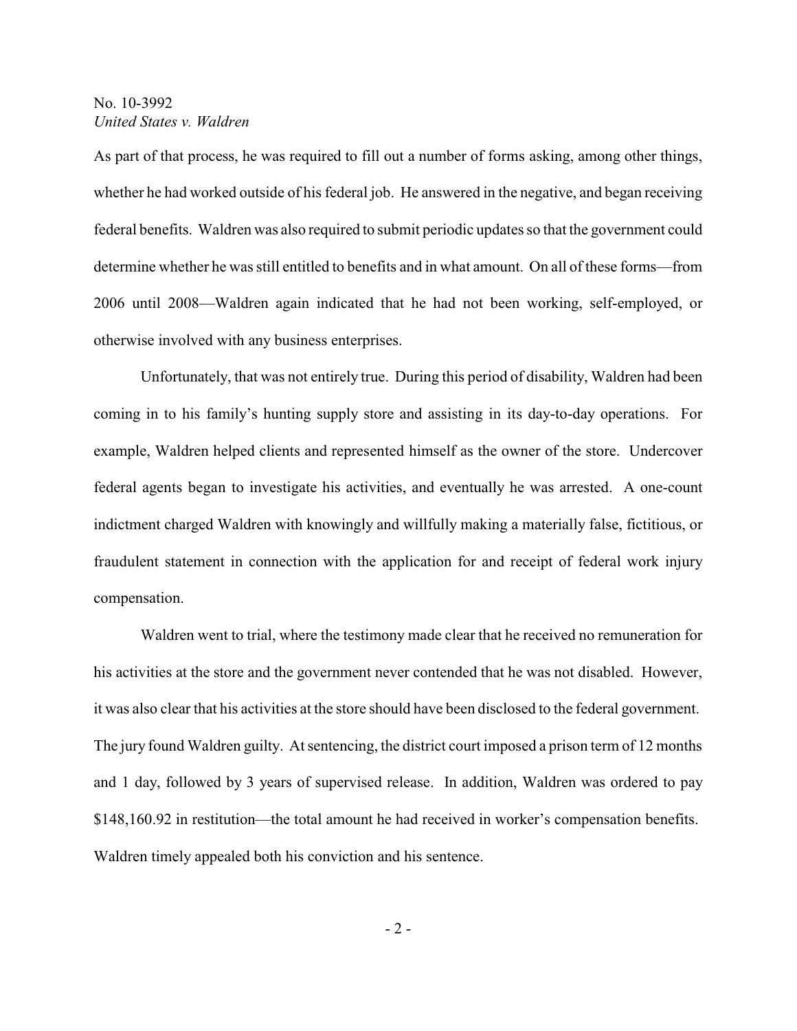As part of that process, he was required to fill out a number of forms asking, among other things, whether he had worked outside of his federal job. He answered in the negative, and began receiving federal benefits. Waldren was also required to submit periodic updates so that the government could determine whether he was still entitled to benefits and in what amount. On all of these forms—from 2006 until 2008—Waldren again indicated that he had not been working, self-employed, or otherwise involved with any business enterprises.

Unfortunately, that was not entirely true. During this period of disability, Waldren had been coming in to his family's hunting supply store and assisting in its day-to-day operations. For example, Waldren helped clients and represented himself as the owner of the store. Undercover federal agents began to investigate his activities, and eventually he was arrested. A one-count indictment charged Waldren with knowingly and willfully making a materially false, fictitious, or fraudulent statement in connection with the application for and receipt of federal work injury compensation.

Waldren went to trial, where the testimony made clear that he received no remuneration for his activities at the store and the government never contended that he was not disabled. However, it was also clear that his activities at the store should have been disclosed to the federal government. The jury found Waldren guilty. At sentencing, the district court imposed a prison term of 12 months and 1 day, followed by 3 years of supervised release. In addition, Waldren was ordered to pay $148,160.92 in restitution—the total amount he had received in worker's compensation benefits. Waldren timely appealed both his conviction and his sentence.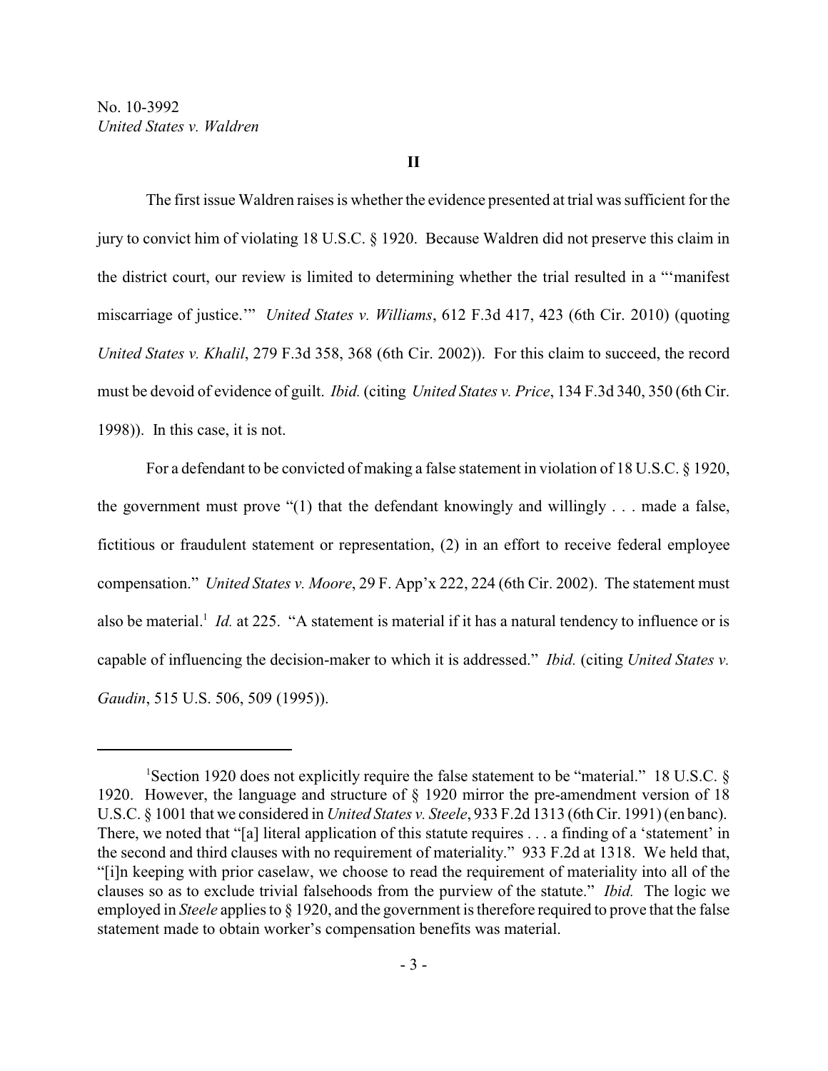## II

The first issue Waldren raises is whether the evidence presented at trial was sufficient for the jury to convict him of violating 18 U.S.C. § 1920. Because Waldren did not preserve this claim in the district court, our review is limited to determining whether the trial resulted in a "'manifest miscarriage of justice.'" *United States v. Williams*, 612 F.3d 417, 423 (6th Cir. 2010) (quoting *United States v. Khalil*, 279 F.3d 358, 368 (6th Cir. 2002)). For this claim to succeed, the record must be devoid of evidence of guilt. *Ibid.* (citing *United States v. Price*, 134 F.3d 340, 350 (6th Cir. 1998)). In this case, it is not.

For a defendant to be convicted of making a false statement in violation of 18 U.S.C. § 1920, the government must prove "(1) that the defendant knowingly and willingly . . . made a false, fictitious or fraudulent statement or representation, (2) in an effort to receive federal employee compensation." *United States v. Moore*, 29 F. App'x 222, 224 (6th Cir. 2002). The statement must also be material.[1] *Id.* at 225. "A statement is material if it has a natural tendency to influence or is capable of influencing the decision-maker to which it is addressed." *Ibid.* (citing *United States v. Gaudin*, 515 U.S. 506, 509 (1995)).

---

[1]Section 1920 does not explicitly require the false statement to be "material." 18 U.S.C. § 1920. However, the language and structure of § 1920 mirror the pre-amendment version of 18 U.S.C. § 1001 that we considered in *United States v. Steele*, 933 F.2d 1313 (6th Cir. 1991) (en banc). There, we noted that "[a] literal application of this statute requires . . . a finding of a 'statement' in the second and third clauses with no requirement of materiality." 933 F.2d at 1318. We held that, "[i]n keeping with prior caselaw, we choose to read the requirement of materiality into all of the clauses so as to exclude trivial falsehoods from the purview of the statute." *Ibid.* The logic we employed in *Steele* applies to § 1920, and the government is therefore required to prove that the false statement made to obtain worker's compensation benefits was material.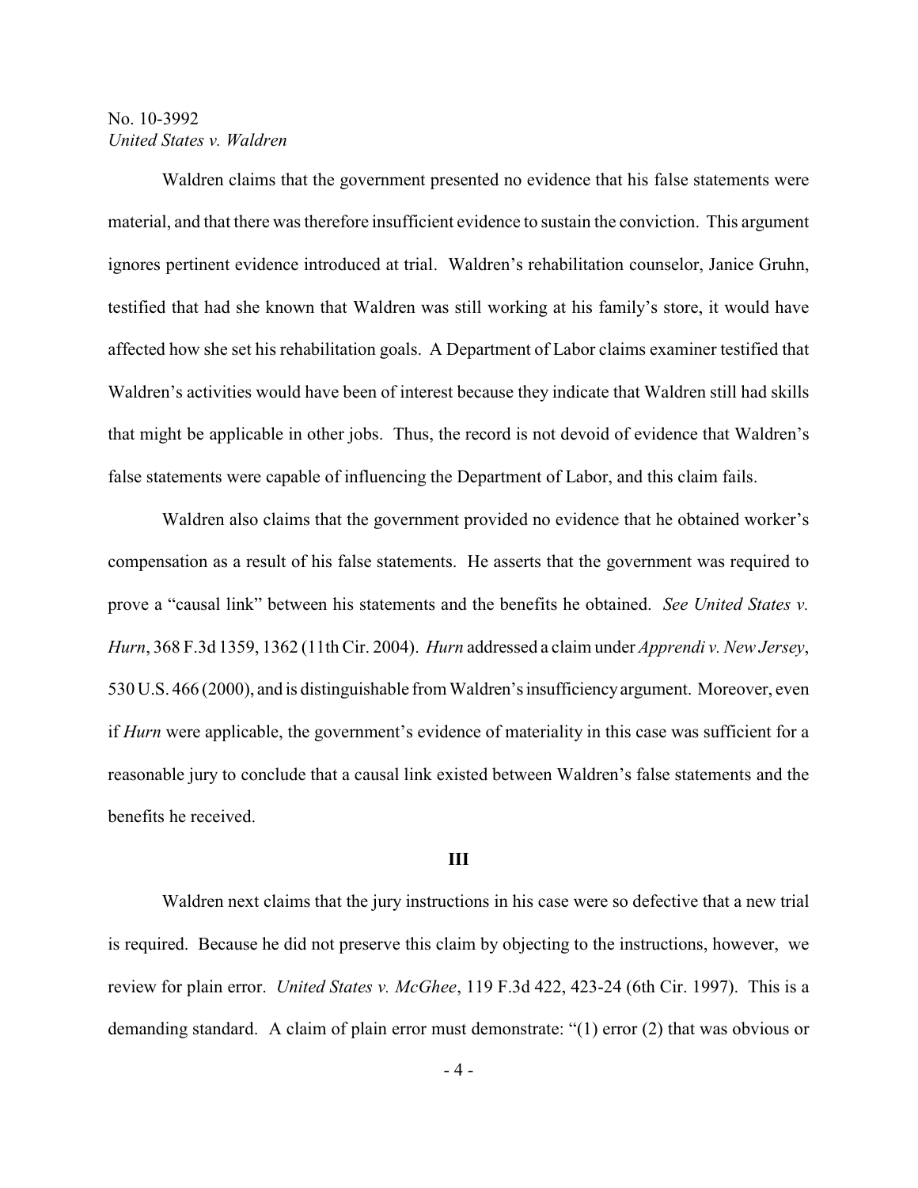Waldren claims that the government presented no evidence that his false statements were material, and that there was therefore insufficient evidence to sustain the conviction. This argument ignores pertinent evidence introduced at trial. Waldren's rehabilitation counselor, Janice Gruhn, testified that had she known that Waldren was still working at his family's store, it would have affected how she set his rehabilitation goals. A Department of Labor claims examiner testified that Waldren's activities would have been of interest because they indicate that Waldren still had skills that might be applicable in other jobs. Thus, the record is not devoid of evidence that Waldren's false statements were capable of influencing the Department of Labor, and this claim fails.

Waldren also claims that the government provided no evidence that he obtained worker's compensation as a result of his false statements. He asserts that the government was required to prove a "causal link" between his statements and the benefits he obtained. *See United States v. Hurn*, 368 F.3d 1359, 1362 (11th Cir. 2004). *Hurn* addressed a claim under *Apprendi v. New Jersey*, 530 U.S. 466 (2000), and is distinguishable from Waldren's insufficiency argument. Moreover, even if *Hurn* were applicable, the government's evidence of materiality in this case was sufficient for a reasonable jury to conclude that a causal link existed between Waldren's false statements and the benefits he received.

## III

Waldren next claims that the jury instructions in his case were so defective that a new trial is required. Because he did not preserve this claim by objecting to the instructions, however, we review for plain error. *United States v. McGhee*, 119 F.3d 422, 423-24 (6th Cir. 1997). This is a demanding standard. A claim of plain error must demonstrate: "(1) error (2) that was obvious or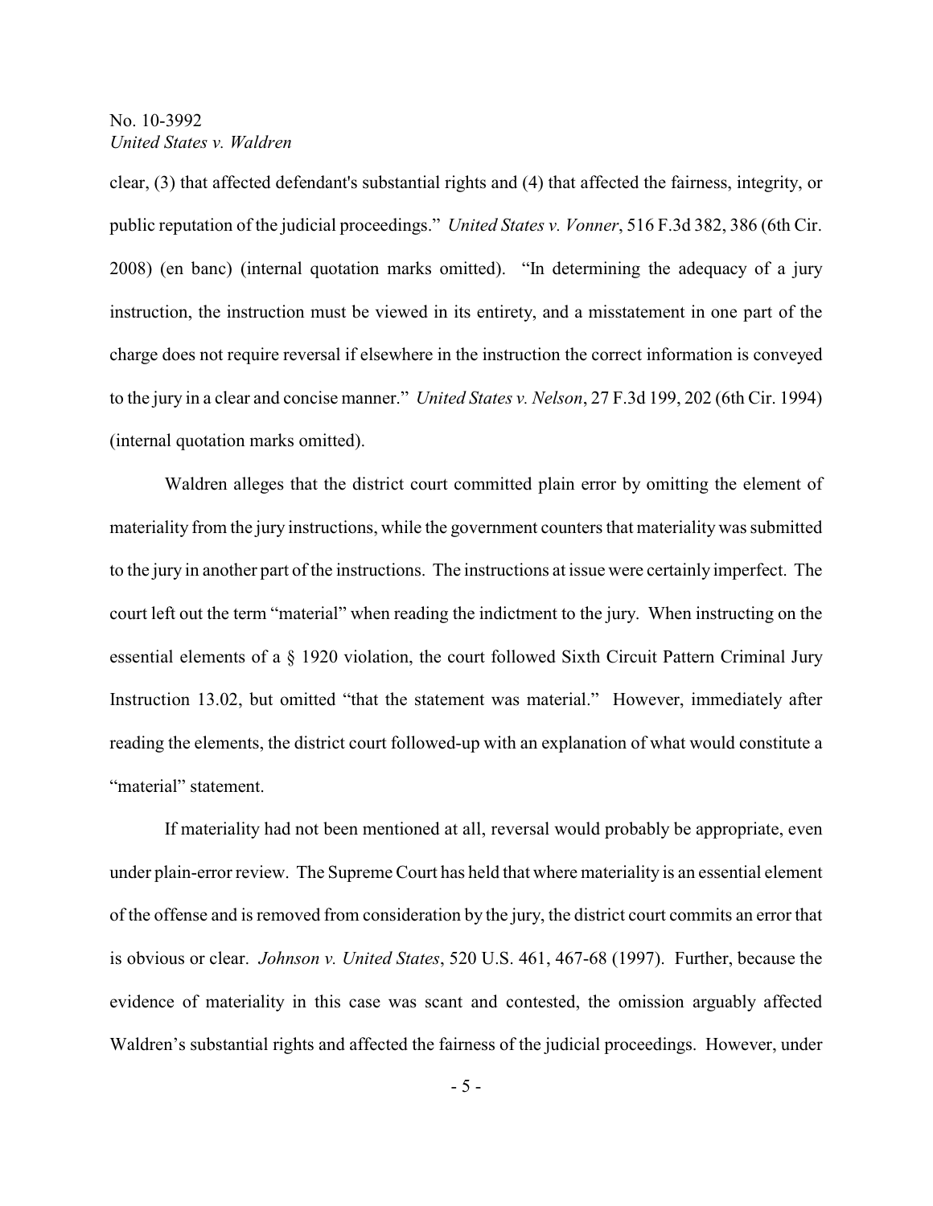clear, (3) that affected defendant's substantial rights and (4) that affected the fairness, integrity, or public reputation of the judicial proceedings." *United States v. Vonner*, 516 F.3d 382, 386 (6th Cir. 2008) (en banc) (internal quotation marks omitted). "In determining the adequacy of a jury instruction, the instruction must be viewed in its entirety, and a misstatement in one part of the charge does not require reversal if elsewhere in the instruction the correct information is conveyed to the jury in a clear and concise manner." *United States v. Nelson*, 27 F.3d 199, 202 (6th Cir. 1994) (internal quotation marks omitted).

Waldren alleges that the district court committed plain error by omitting the element of materiality from the jury instructions, while the government counters that materiality was submitted to the jury in another part of the instructions. The instructions at issue were certainly imperfect. The court left out the term "material" when reading the indictment to the jury. When instructing on the essential elements of a § 1920 violation, the court followed Sixth Circuit Pattern Criminal Jury Instruction 13.02, but omitted "that the statement was material." However, immediately after reading the elements, the district court followed-up with an explanation of what would constitute a "material" statement.

If materiality had not been mentioned at all, reversal would probably be appropriate, even under plain-error review. The Supreme Court has held that where materiality is an essential element of the offense and is removed from consideration by the jury, the district court commits an error that is obvious or clear. *Johnson v. United States*, 520 U.S. 461, 467-68 (1997). Further, because the evidence of materiality in this case was scant and contested, the omission arguably affected Waldren's substantial rights and affected the fairness of the judicial proceedings. However, under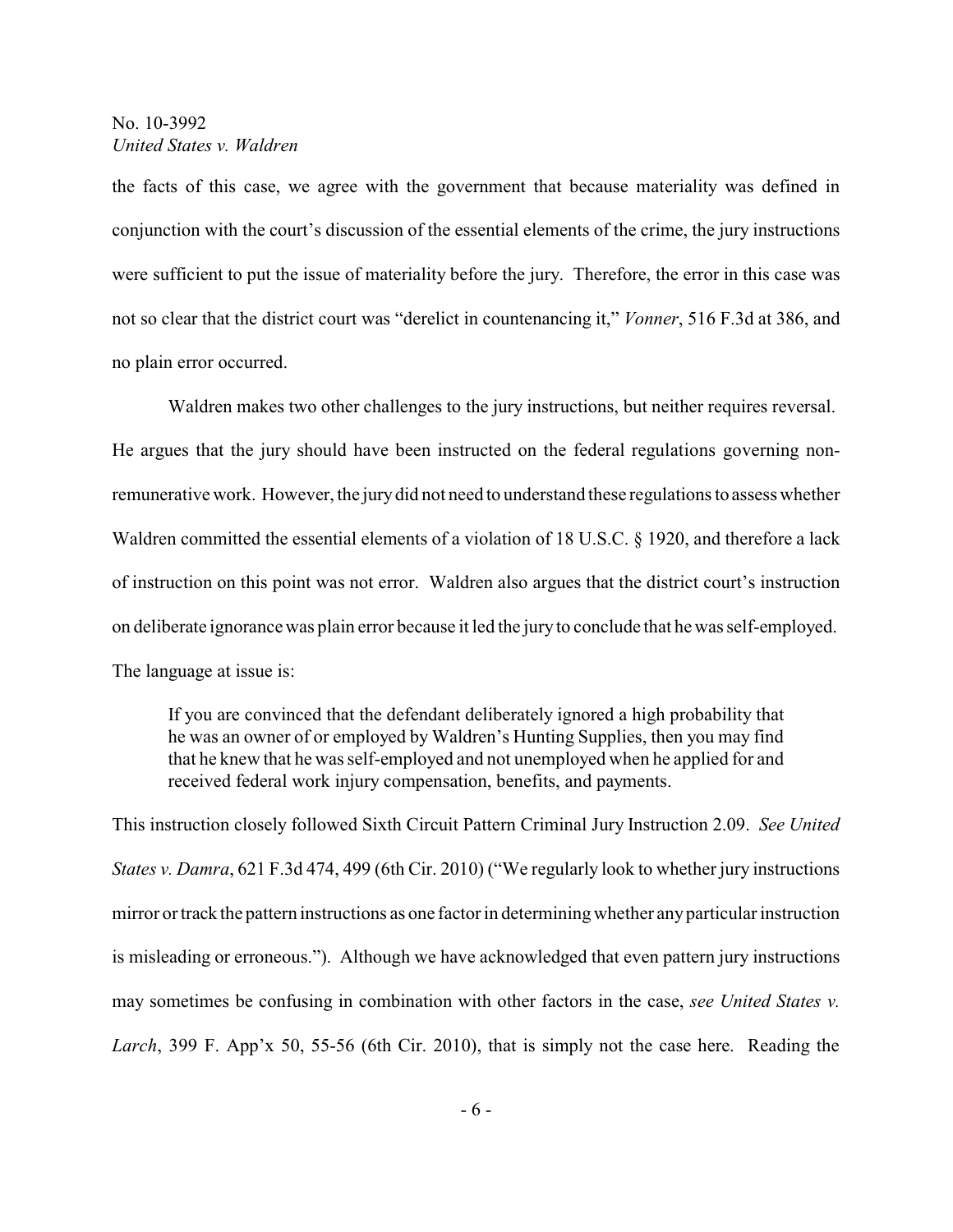the facts of this case, we agree with the government that because materiality was defined in conjunction with the court's discussion of the essential elements of the crime, the jury instructions were sufficient to put the issue of materiality before the jury. Therefore, the error in this case was not so clear that the district court was "derelict in countenancing it," *Vonner*, 516 F.3d at 386, and no plain error occurred.

Waldren makes two other challenges to the jury instructions, but neither requires reversal. He argues that the jury should have been instructed on the federal regulations governing non-remunerative work. However, the jury did not need to understand these regulations to assess whether Waldren committed the essential elements of a violation of 18 U.S.C. § 1920, and therefore a lack of instruction on this point was not error. Waldren also argues that the district court's instruction on deliberate ignorance was plain error because it led the jury to conclude that he was self-employed. The language at issue is:

> If you are convinced that the defendant deliberately ignored a high probability that he was an owner of or employed by Waldren's Hunting Supplies, then you may find that he knew that he was self-employed and not unemployed when he applied for and received federal work injury compensation, benefits, and payments.

This instruction closely followed Sixth Circuit Pattern Criminal Jury Instruction 2.09. *See United States v. Damra*, 621 F.3d 474, 499 (6th Cir. 2010) ("We regularly look to whether jury instructions mirror or track the pattern instructions as one factor in determining whether any particular instruction is misleading or erroneous."). Although we have acknowledged that even pattern jury instructions may sometimes be confusing in combination with other factors in the case, *see United States v. Larch*, 399 F. App'x 50, 55-56 (6th Cir. 2010), that is simply not the case here. Reading the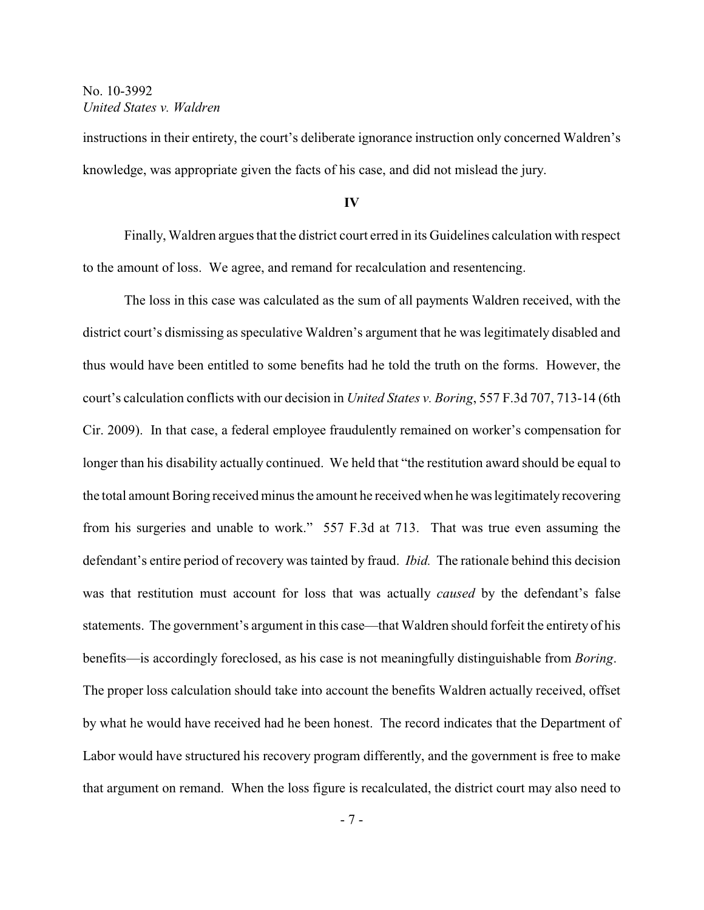instructions in their entirety, the court's deliberate ignorance instruction only concerned Waldren's knowledge, was appropriate given the facts of his case, and did not mislead the jury.

## IV

Finally, Waldren argues that the district court erred in its Guidelines calculation with respect to the amount of loss. We agree, and remand for recalculation and resentencing.

The loss in this case was calculated as the sum of all payments Waldren received, with the district court's dismissing as speculative Waldren's argument that he was legitimately disabled and thus would have been entitled to some benefits had he told the truth on the forms. However, the court's calculation conflicts with our decision in *United States v. Boring*, 557 F.3d 707, 713-14 (6th Cir. 2009). In that case, a federal employee fraudulently remained on worker's compensation for longer than his disability actually continued. We held that "the restitution award should be equal to the total amount Boring received minus the amount he received when he was legitimately recovering from his surgeries and unable to work." 557 F.3d at 713. That was true even assuming the defendant's entire period of recovery was tainted by fraud. *Ibid.* The rationale behind this decision was that restitution must account for loss that was actually *caused* by the defendant's false statements. The government's argument in this case—that Waldren should forfeit the entirety of his benefits—is accordingly foreclosed, as his case is not meaningfully distinguishable from *Boring*. The proper loss calculation should take into account the benefits Waldren actually received, offset by what he would have received had he been honest. The record indicates that the Department of Labor would have structured his recovery program differently, and the government is free to make that argument on remand. When the loss figure is recalculated, the district court may also need to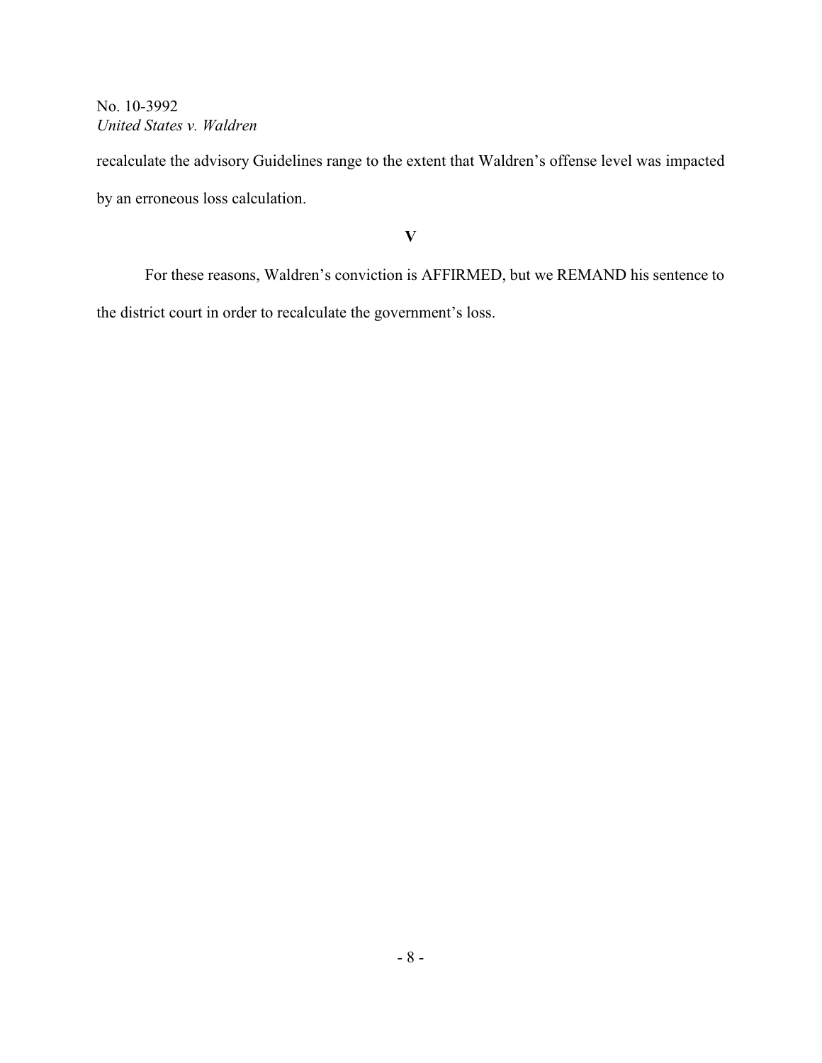recalculate the advisory Guidelines range to the extent that Waldren's offense level was impacted by an erroneous loss calculation.

## V

For these reasons, Waldren's conviction is AFFIRMED, but we REMAND his sentence to the district court in order to recalculate the government's loss.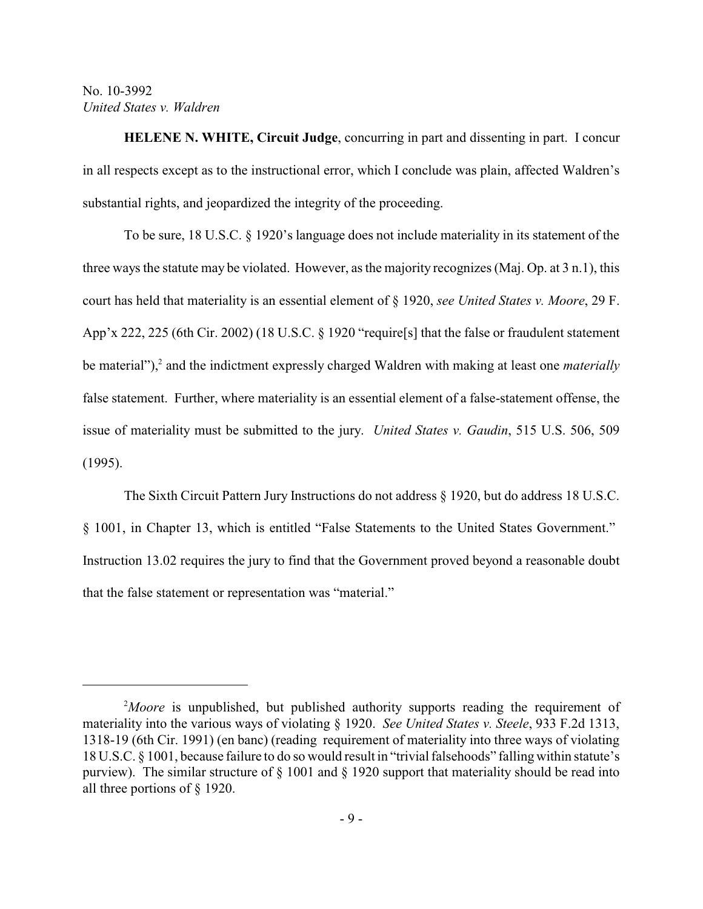**HELENE N. WHITE, Circuit Judge**, concurring in part and dissenting in part. I concur in all respects except as to the instructional error, which I conclude was plain, affected Waldren's substantial rights, and jeopardized the integrity of the proceeding.

To be sure, 18 U.S.C. § 1920's language does not include materiality in its statement of the three ways the statute may be violated. However, as the majority recognizes (Maj. Op. at 3 n.1), this court has held that materiality is an essential element of § 1920, *see United States v. Moore*, 29 F. App'x 222, 225 (6th Cir. 2002) (18 U.S.C. § 1920 "require[s] that the false or fraudulent statement be material"),[2] and the indictment expressly charged Waldren with making at least one *materially* false statement. Further, where materiality is an essential element of a false-statement offense, the issue of materiality must be submitted to the jury. *United States v. Gaudin*, 515 U.S. 506, 509 (1995).

The Sixth Circuit Pattern Jury Instructions do not address § 1920, but do address 18 U.S.C. § 1001, in Chapter 13, which is entitled "False Statements to the United States Government." Instruction 13.02 requires the jury to find that the Government proved beyond a reasonable doubt that the false statement or representation was "material."

---

[2]*Moore* is unpublished, but published authority supports reading the requirement of materiality into the various ways of violating § 1920. *See United States v. Steele*, 933 F.2d 1313, 1318-19 (6th Cir. 1991) (en banc) (reading requirement of materiality into three ways of violating 18 U.S.C. § 1001, because failure to do so would result in "trivial falsehoods" falling within statute's purview). The similar structure of § 1001 and § 1920 support that materiality should be read into all three portions of § 1920.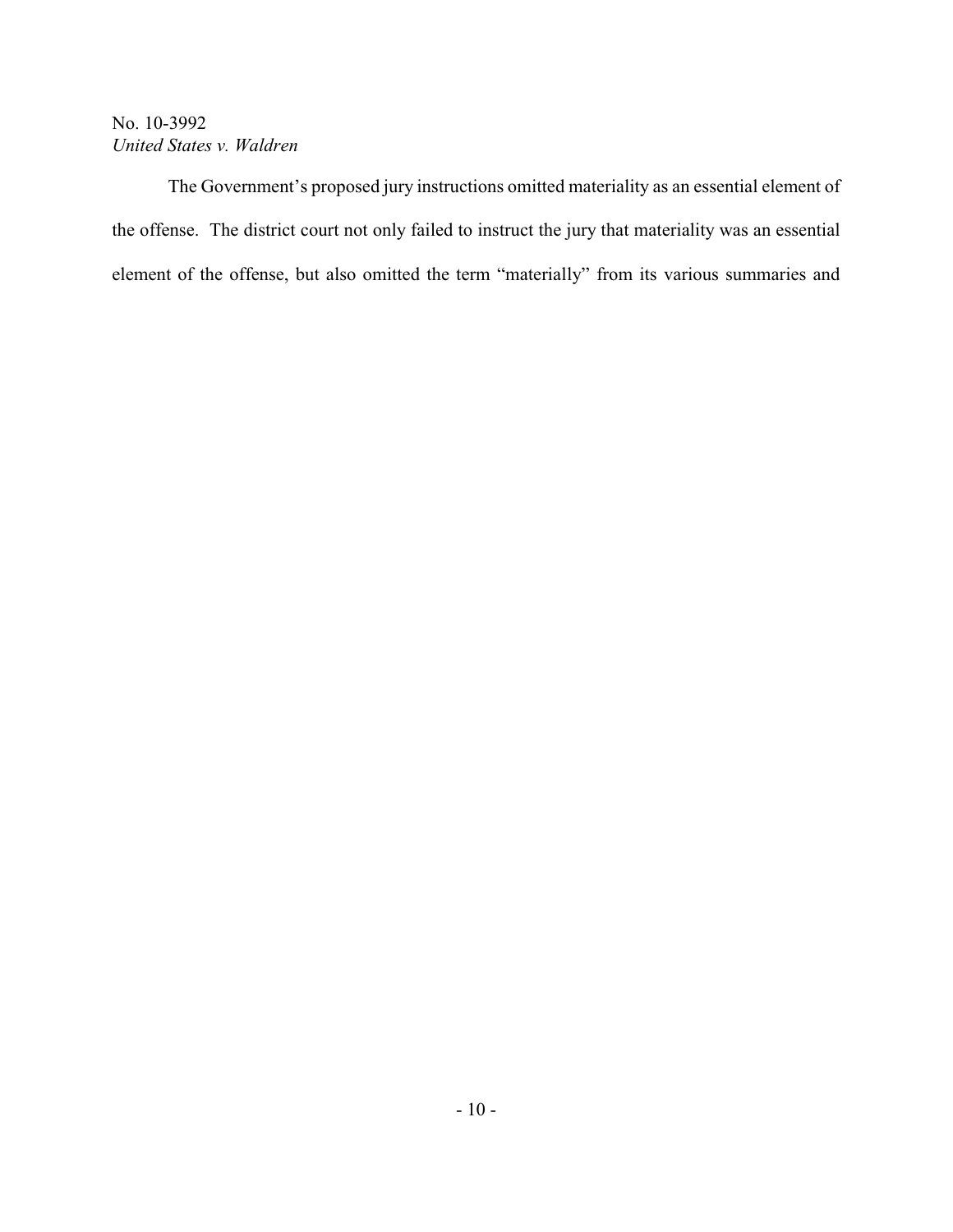The Government's proposed jury instructions omitted materiality as an essential element of the offense. The district court not only failed to instruct the jury that materiality was an essential element of the offense, but also omitted the term "materially" from its various summaries and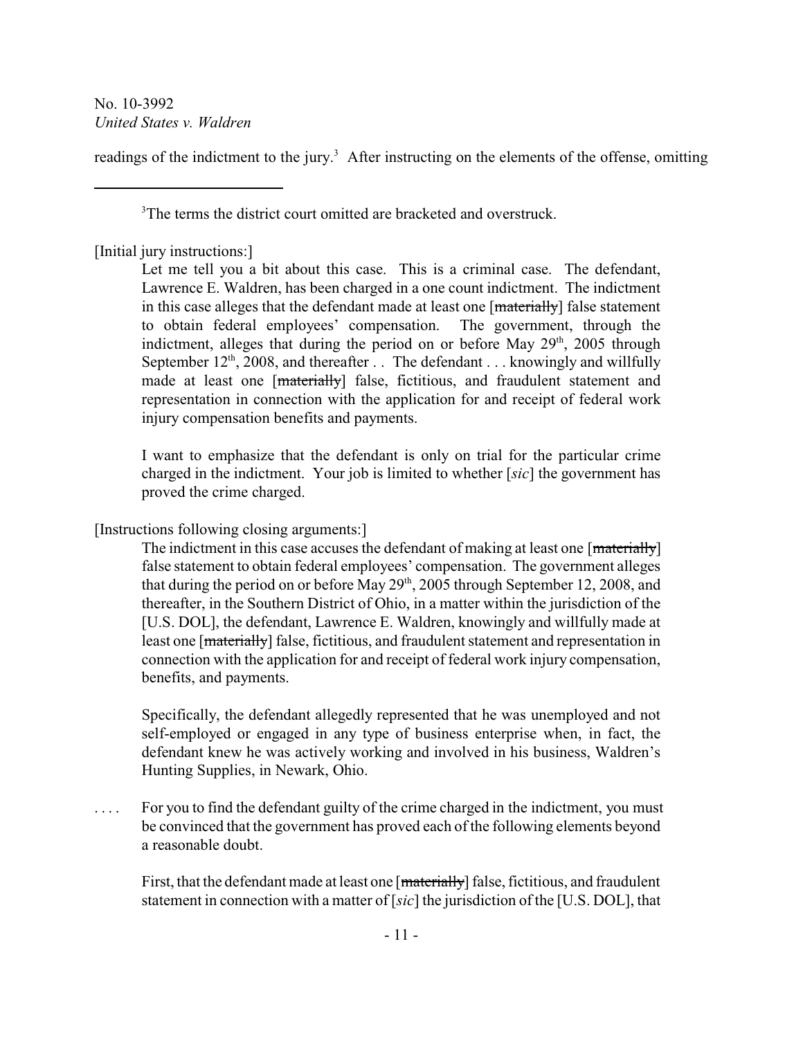readings of the indictment to the jury.[3] After instructing on the elements of the offense, omitting

---

[3]The terms the district court omitted are bracketed and overstruck.

[Initial jury instructions:]

> Let me tell you a bit about this case. This is a criminal case. The defendant, Lawrence E. Waldren, has been charged in a one count indictment. The indictment in this case alleges that the defendant made at least one [~~materially~~] false statement to obtain federal employees' compensation. The government, through the indictment, alleges that during the period on or before May 29th, 2005 through September 12th, 2008, and thereafter . . The defendant . . . knowingly and willfully made at least one [~~materially~~] false, fictitious, and fraudulent statement and representation in connection with the application for and receipt of federal work injury compensation benefits and payments.
>
> I want to emphasize that the defendant is only on trial for the particular crime charged in the indictment. Your job is limited to whether [*sic*] the government has proved the crime charged.

[Instructions following closing arguments:]

> The indictment in this case accuses the defendant of making at least one [~~materially~~] false statement to obtain federal employees' compensation. The government alleges that during the period on or before May 29th, 2005 through September 12, 2008, and thereafter, in the Southern District of Ohio, in a matter within the jurisdiction of the [U.S. DOL], the defendant, Lawrence E. Waldren, knowingly and willfully made at least one [~~materially~~] false, fictitious, and fraudulent statement and representation in connection with the application for and receipt of federal work injury compensation, benefits, and payments.
>
> Specifically, the defendant allegedly represented that he was unemployed and not self-employed or engaged in any type of business enterprise when, in fact, the defendant knew he was actively working and involved in his business, Waldren's Hunting Supplies, in Newark, Ohio.

. . . . For you to find the defendant guilty of the crime charged in the indictment, you must be convinced that the government has proved each of the following elements beyond a reasonable doubt.

> First, that the defendant made at least one [~~materially~~] false, fictitious, and fraudulent statement in connection with a matter of [*sic*] the jurisdiction of the [U.S. DOL], that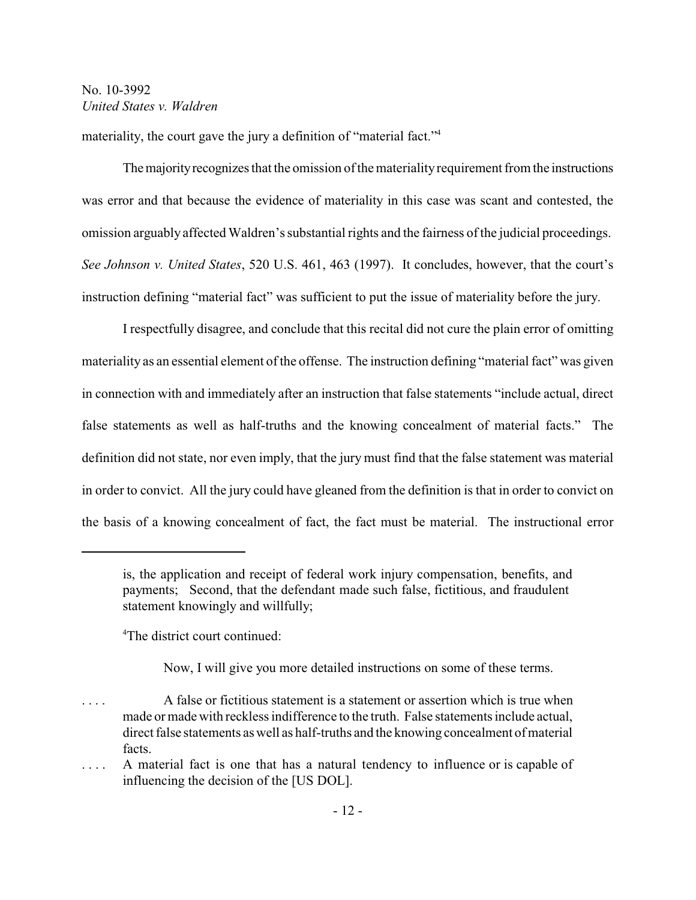materiality, the court gave the jury a definition of "material fact."[4]

The majority recognizes that the omission of the materiality requirement from the instructions was error and that because the evidence of materiality in this case was scant and contested, the omission arguably affected Waldren's substantial rights and the fairness of the judicial proceedings. *See Johnson v. United States*, 520 U.S. 461, 463 (1997). It concludes, however, that the court's instruction defining "material fact" was sufficient to put the issue of materiality before the jury.

I respectfully disagree, and conclude that this recital did not cure the plain error of omitting materiality as an essential element of the offense. The instruction defining "material fact" was given in connection with and immediately after an instruction that false statements "include actual, direct false statements as well as half-truths and the knowing concealment of material facts." The definition did not state, nor even imply, that the jury must find that the false statement was material in order to convict. All the jury could have gleaned from the definition is that in order to convict on the basis of a knowing concealment of fact, the fact must be material. The instructional error

---

is, the application and receipt of federal work injury compensation, benefits, and payments; Second, that the defendant made such false, fictitious, and fraudulent statement knowingly and willfully;

[4]The district court continued:

> Now, I will give you more detailed instructions on some of these terms.
>
> . . . . A false or fictitious statement is a statement or assertion which is true when made or made with reckless indifference to the truth. False statements include actual, direct false statements as well as half-truths and the knowing concealment of material facts.
>
> . . . . A material fact is one that has a natural tendency to influence or is capable of influencing the decision of the [US DOL].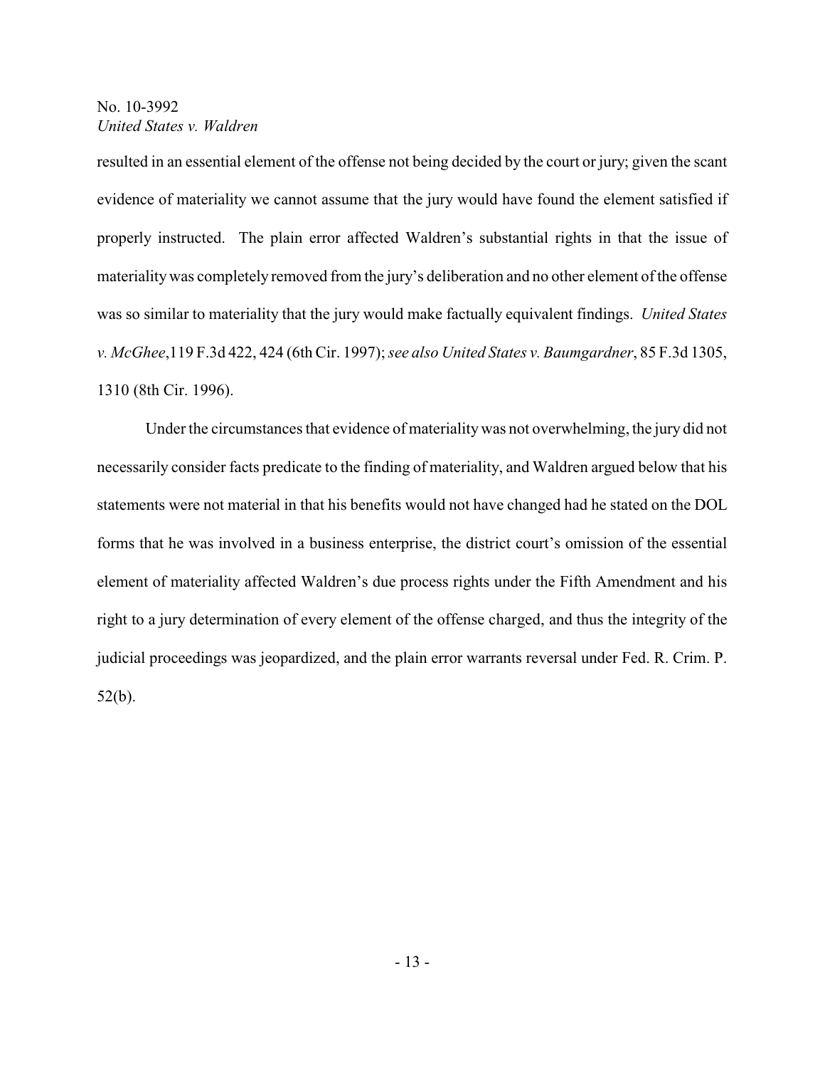resulted in an essential element of the offense not being decided by the court or jury; given the scant evidence of materiality we cannot assume that the jury would have found the element satisfied if properly instructed. The plain error affected Waldren's substantial rights in that the issue of materiality was completely removed from the jury's deliberation and no other element of the offense was so similar to materiality that the jury would make factually equivalent findings. *United States v. McGhee*,119 F.3d 422, 424 (6th Cir. 1997); *see also United States v. Baumgardner*, 85 F.3d 1305, 1310 (8th Cir. 1996).

Under the circumstances that evidence of materiality was not overwhelming, the jury did not necessarily consider facts predicate to the finding of materiality, and Waldren argued below that his statements were not material in that his benefits would not have changed had he stated on the DOL forms that he was involved in a business enterprise, the district court's omission of the essential element of materiality affected Waldren's due process rights under the Fifth Amendment and his right to a jury determination of every element of the offense charged, and thus the integrity of the judicial proceedings was jeopardized, and the plain error warrants reversal under Fed. R. Crim. P. 52(b).